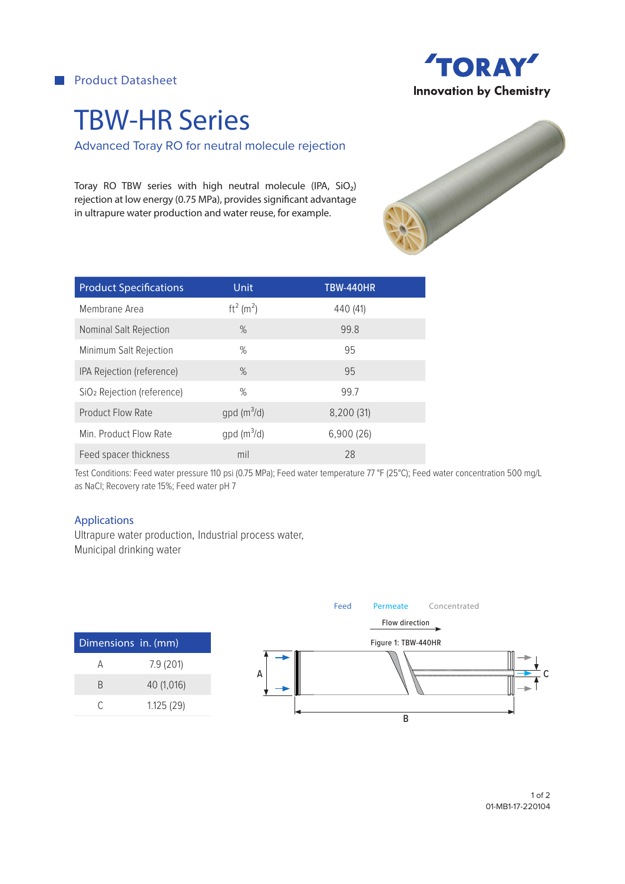Product Datasheet

# TBW-HR Series

## Advanced Toray RO for neutral molecule rejection

Toray RO TBW series with high neutral molecule (IPA, $SiO_2$) rejection at low energy (0.75 MPa), provides significant advantage in ultrapure water production and water reuse, for example.

| Product Specifications | Unit | TBW-440HR |
|---|---|---|
| Membrane Area | $ft^2$ ($m^2$) | 440 (41) |
| Nominal Salt Rejection | % | 99.8 |
| Minimum Salt Rejection | % | 95 |
| IPA Rejection (reference) | % | 95 |
| $SiO_2$ Rejection (reference) | % | 99.7 |
| Product Flow Rate | gpd ($m^3$/d) | 8,200 (31) |
| Min. Product Flow Rate | gpd ($m^3$/d) | 6,900 (26) |
| Feed spacer thickness | mil | 28 |

Test Conditions: Feed water pressure 110 psi (0.75 MPa); Feed water temperature 77 °F (25°C); Feed water concentration 500 mg/L as NaCl; Recovery rate 15%; Feed water pH 7

### Applications

Ultrapure water production, Industrial process water, Municipal drinking water

| Dimensions | in. (mm) |
|---|---|
| A | 7.9 (201) |
| B | 40 (1,016) |
| C | 1.125 (29) |

Feed Permeate Concentrated

Flow direction

Figure 1: TBW-440HR

01-MB1-17-220104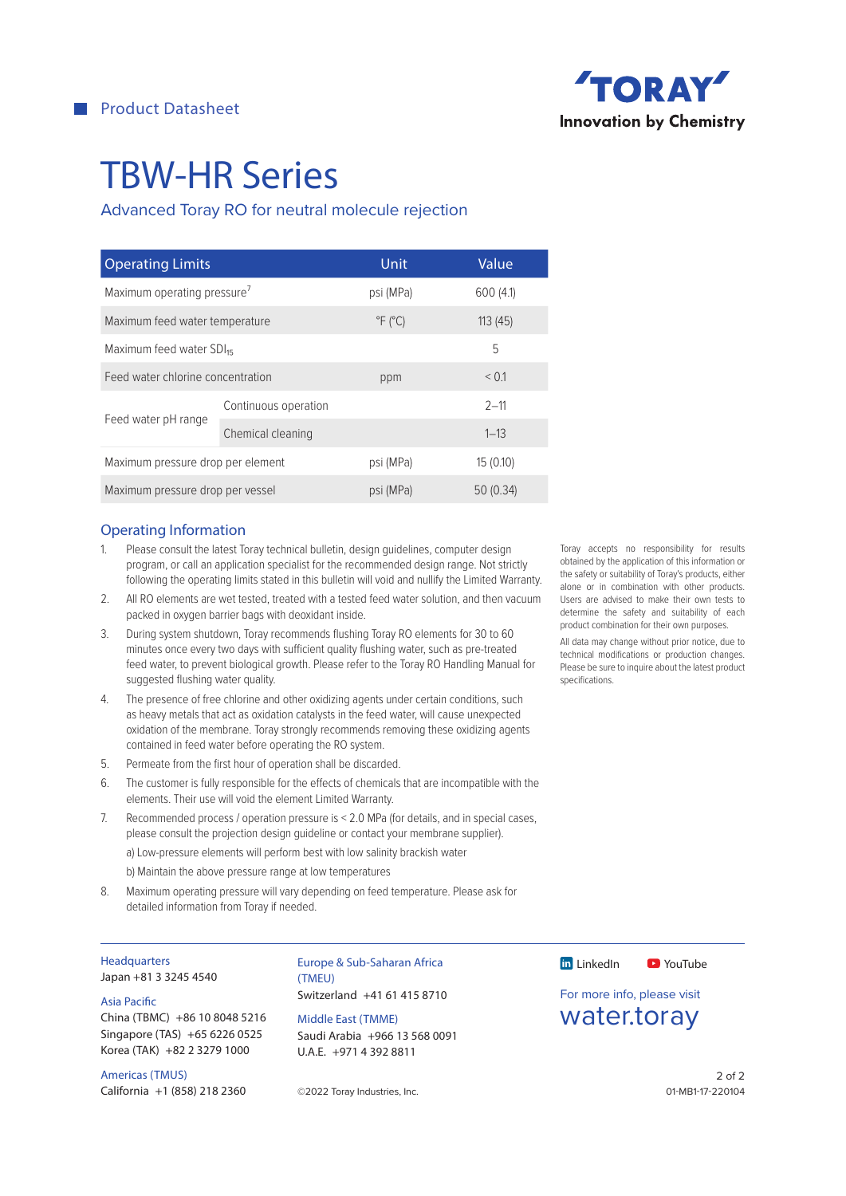Product Datasheet

'TORAY'
Innovation by Chemistry

# TBW-HR Series

## Advanced Toray RO for neutral molecule rejection

| Operating Limits | | Unit | Value |
|---|---|---|---|
| Maximum operating pressure[7] | | psi (MPa) | 600 (4.1) |
| Maximum feed water temperature | | °F (°C) | 113 (45) |
| Maximum feed water $SDI_{15}$ | | | 5 |
| Feed water chlorine concentration | | ppm | < 0.1 |
| Feed water pH range | Continuous operation | | 2–11 |
| | Chemical cleaning | | 1–13 |
| Maximum pressure drop per element | | psi (MPa) | 15 (0.10) |
| Maximum pressure drop per vessel | | psi (MPa) | 50 (0.34) |

## Operating Information

1. Please consult the latest Toray technical bulletin, design guidelines, computer design program, or call an application specialist for the recommended design range. Not strictly following the operating limits stated in this bulletin will void and nullify the Limited Warranty.
2. All RO elements are wet tested, treated with a tested feed water solution, and then vacuum packed in oxygen barrier bags with deoxidant inside.
3. During system shutdown, Toray recommends flushing Toray RO elements for 30 to 60 minutes once every two days with sufficient quality flushing water, such as pre-treated feed water, to prevent biological growth. Please refer to the Toray RO Handling Manual for suggested flushing water quality.
4. The presence of free chlorine and other oxidizing agents under certain conditions, such as heavy metals that act as oxidation catalysts in the feed water, will cause unexpected oxidation of the membrane. Toray strongly recommends removing these oxidizing agents contained in feed water before operating the RO system.
5. Permeate from the first hour of operation shall be discarded.
6. The customer is fully responsible for the effects of chemicals that are incompatible with the elements. Their use will void the element Limited Warranty.
7. Recommended process / operation pressure is < 2.0 MPa (for details, and in special cases, please consult the projection design guideline or contact your membrane supplier).

   a) Low-pressure elements will perform best with low salinity brackish water

   b) Maintain the above pressure range at low temperatures
8. Maximum operating pressure will vary depending on feed temperature. Please ask for detailed information from Toray if needed.

Toray accepts no responsibility for results obtained by the application of this information or the safety or suitability of Toray's products, either alone or in combination with other products. Users are advised to make their own tests to determine the safety and suitability of each product combination for their own purposes.

All data may change without prior notice, due to technical modifications or production changes. Please be sure to inquire about the latest product specifications.

**Headquarters**
Japan +81 3 3245 4540

**Asia Pacific**
China (TBMC) +86 10 8048 5216
Singapore (TAS) +65 6226 0525
Korea (TAK) +82 2 3279 1000

**Americas (TMUS)**
California +1 (858) 218 2360

**Europe & Sub-Saharan Africa (TMEU)**
Switzerland +41 61 415 8710

**Middle East (TMME)**
Saudi Arabia +966 13 568 0091
U.A.E. +971 4 392 8811

©2022 Toray Industries, Inc.

LinkedIn YouTube

For more info, please visit
water.toray

01-MB1-17-220104